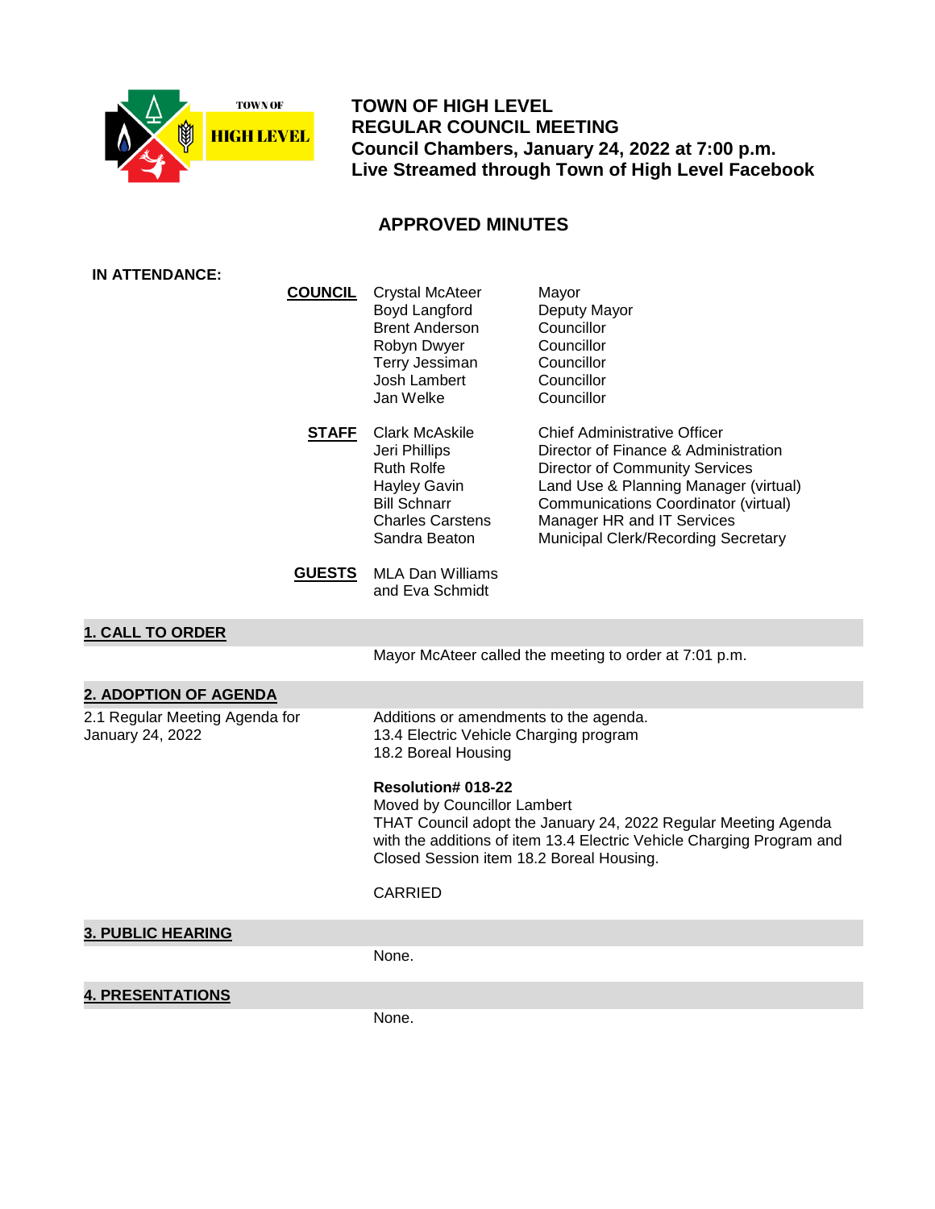**TOWN OF HIGH LEVEL**
**REGULAR COUNCIL MEETING**
**Council Chambers, January 24, 2022 at 7:00 p.m.**
**Live Streamed through Town of High Level Facebook**

# APPROVED MINUTES

**IN ATTENDANCE:**

**COUNCIL**

| | |
|---|---|
| Crystal McAteer | Mayor |
| Boyd Langford | Deputy Mayor |
| Brent Anderson | Councillor |
| Robyn Dwyer | Councillor |
| Terry Jessiman | Councillor |
| Josh Lambert | Councillor |
| Jan Welke | Councillor |

**STAFF**

| | |
|---|---|
| Clark McAskile | Chief Administrative Officer |
| Jeri Phillips | Director of Finance & Administration |
| Ruth Rolfe | Director of Community Services |
| Hayley Gavin | Land Use & Planning Manager (virtual) |
| Bill Schnarr | Communications Coordinator (virtual) |
| Charles Carstens | Manager HR and IT Services |
| Sandra Beaton | Municipal Clerk/Recording Secretary |

**GUESTS**

MLA Dan Williams
and Eva Schmidt

## 1. CALL TO ORDER

Mayor McAteer called the meeting to order at 7:01 p.m.

## 2. ADOPTION OF AGENDA

2.1 Regular Meeting Agenda for January 24, 2022

Additions or amendments to the agenda.
13.4 Electric Vehicle Charging program
18.2 Boreal Housing

**Resolution# 018-22**
Moved by Councillor Lambert
THAT Council adopt the January 24, 2022 Regular Meeting Agenda with the additions of item 13.4 Electric Vehicle Charging Program and Closed Session item 18.2 Boreal Housing.

CARRIED

## 3. PUBLIC HEARING

None.

## 4. PRESENTATIONS

None.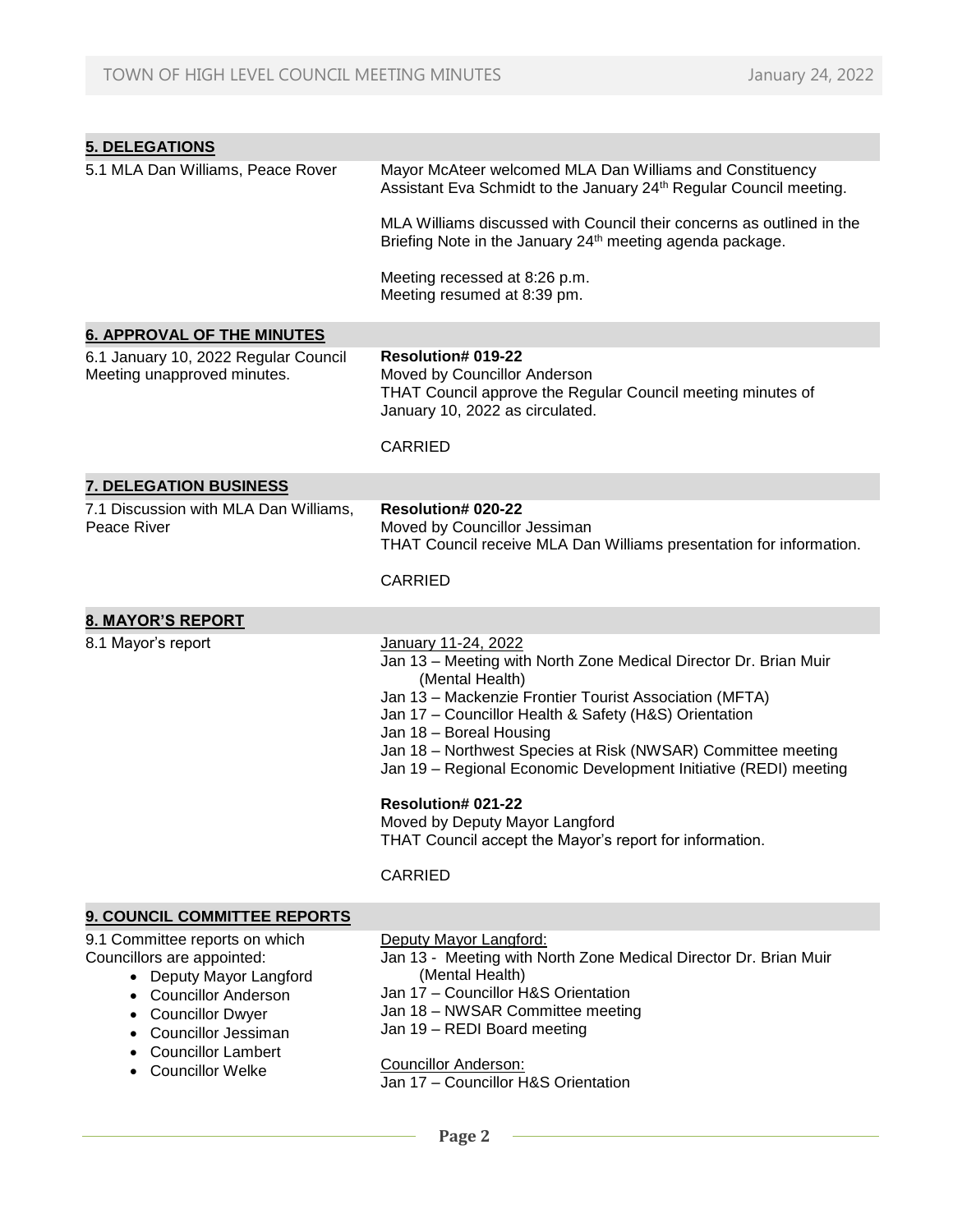## 5. DELEGATIONS

**5.1 MLA Dan Williams, Peace Rover**

Mayor McAteer welcomed MLA Dan Williams and Constituency Assistant Eva Schmidt to the January 24th Regular Council meeting.

MLA Williams discussed with Council their concerns as outlined in the Briefing Note in the January 24th meeting agenda package.

Meeting recessed at 8:26 p.m.
Meeting resumed at 8:39 pm.

## 6. APPROVAL OF THE MINUTES

**6.1 January 10, 2022 Regular Council Meeting unapproved minutes.**

**Resolution# 019-22**
Moved by Councillor Anderson
THAT Council approve the Regular Council meeting minutes of January 10, 2022 as circulated.

CARRIED

## 7. DELEGATION BUSINESS

**7.1 Discussion with MLA Dan Williams, Peace River**

**Resolution# 020-22**
Moved by Councillor Jessiman
THAT Council receive MLA Dan Williams presentation for information.

CARRIED

## 8. MAYOR'S REPORT

**8.1 Mayor's report**

January 11-24, 2022

- Jan 13 – Meeting with North Zone Medical Director Dr. Brian Muir (Mental Health)
- Jan 13 – Mackenzie Frontier Tourist Association (MFTA)
- Jan 17 – Councillor Health & Safety (H&S) Orientation
- Jan 18 – Boreal Housing
- Jan 18 – Northwest Species at Risk (NWSAR) Committee meeting
- Jan 19 – Regional Economic Development Initiative (REDI) meeting

**Resolution# 021-22**
Moved by Deputy Mayor Langford
THAT Council accept the Mayor's report for information.

CARRIED

## 9. COUNCIL COMMITTEE REPORTS

**9.1 Committee reports on which Councillors are appointed:**

- Deputy Mayor Langford
- Councillor Anderson
- Councillor Dwyer
- Councillor Jessiman
- Councillor Lambert
- Councillor Welke

Deputy Mayor Langford:

- Jan 13 - Meeting with North Zone Medical Director Dr. Brian Muir (Mental Health)
- Jan 17 – Councillor H&S Orientation
- Jan 18 – NWSAR Committee meeting
- Jan 19 – REDI Board meeting

Councillor Anderson:

- Jan 17 – Councillor H&S Orientation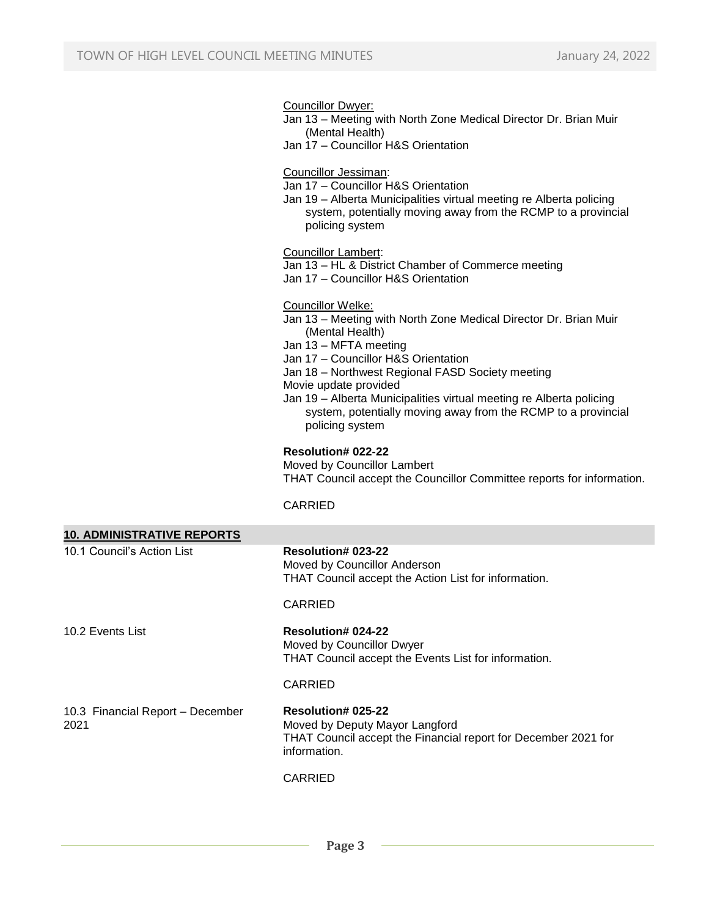Councillor Dwyer:
Jan 13 – Meeting with North Zone Medical Director Dr. Brian Muir (Mental Health)
Jan 17 – Councillor H&S Orientation

Councillor Jessiman:
Jan 17 – Councillor H&S Orientation
Jan 19 – Alberta Municipalities virtual meeting re Alberta policing system, potentially moving away from the RCMP to a provincial policing system

Councillor Lambert:
Jan 13 – HL & District Chamber of Commerce meeting
Jan 17 – Councillor H&S Orientation

Councillor Welke:
Jan 13 – Meeting with North Zone Medical Director Dr. Brian Muir (Mental Health)
Jan 13 – MFTA meeting
Jan 17 – Councillor H&S Orientation
Jan 18 – Northwest Regional FASD Society meeting
Movie update provided
Jan 19 – Alberta Municipalities virtual meeting re Alberta policing system, potentially moving away from the RCMP to a provincial policing system

**Resolution# 022-22**
Moved by Councillor Lambert
THAT Council accept the Councillor Committee reports for information.

CARRIED

## 10. ADMINISTRATIVE REPORTS

10.1 Council's Action List

**Resolution# 023-22**
Moved by Councillor Anderson
THAT Council accept the Action List for information.

CARRIED

10.2 Events List

**Resolution# 024-22**
Moved by Councillor Dwyer
THAT Council accept the Events List for information.

CARRIED

10.3 Financial Report – December 2021

**Resolution# 025-22**
Moved by Deputy Mayor Langford
THAT Council accept the Financial report for December 2021 for information.

CARRIED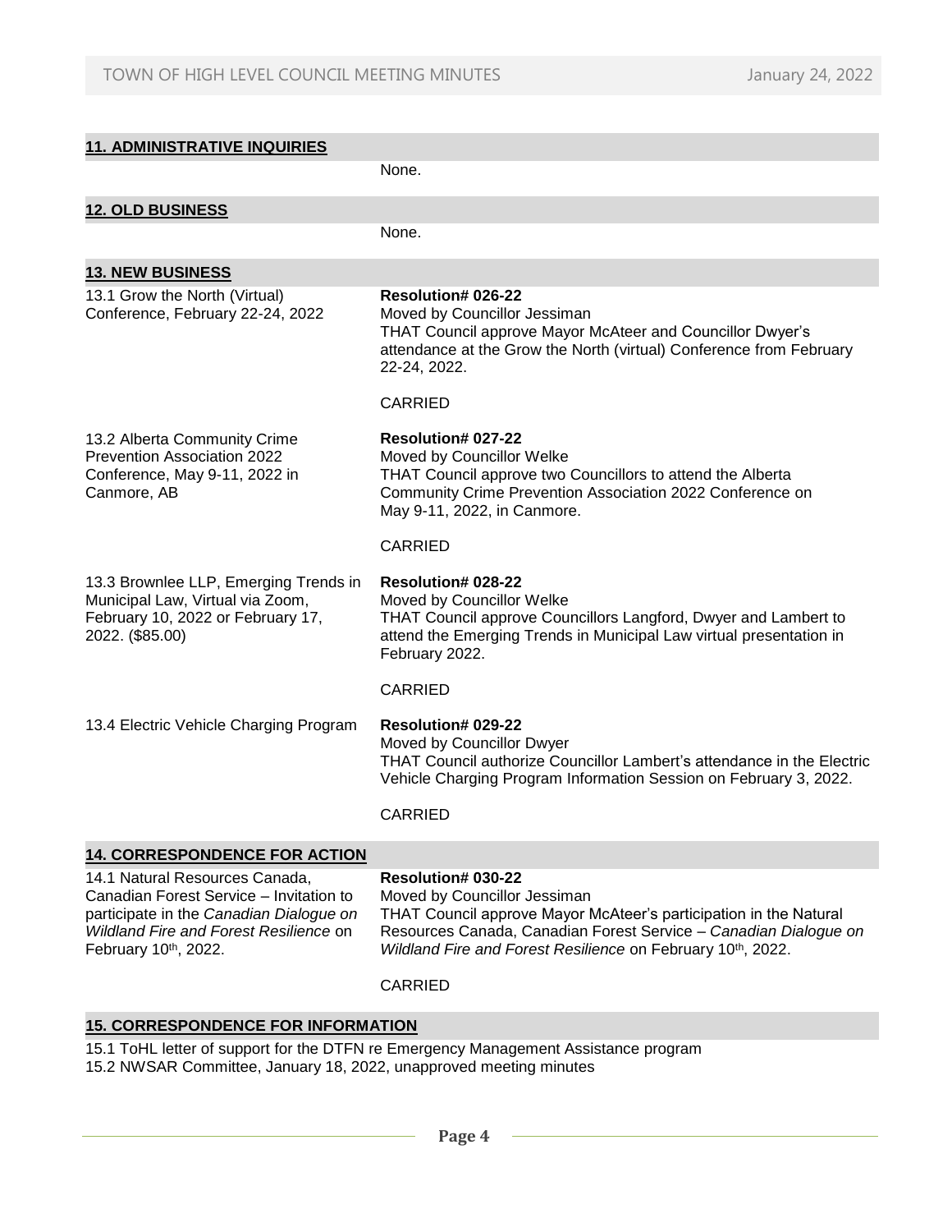## 11. ADMINISTRATIVE INQUIRIES

None.

## 12. OLD BUSINESS

None.

## 13. NEW BUSINESS

13.1 Grow the North (Virtual) Conference, February 22-24, 2022

**Resolution# 026-22**
Moved by Councillor Jessiman
THAT Council approve Mayor McAteer and Councillor Dwyer's attendance at the Grow the North (virtual) Conference from February 22-24, 2022.

CARRIED

13.2 Alberta Community Crime Prevention Association 2022 Conference, May 9-11, 2022 in Canmore, AB

**Resolution# 027-22**
Moved by Councillor Welke
THAT Council approve two Councillors to attend the Alberta Community Crime Prevention Association 2022 Conference on May 9-11, 2022, in Canmore.

CARRIED

13.3 Brownlee LLP, Emerging Trends in Municipal Law, Virtual via Zoom, February 10, 2022 or February 17, 2022. ($85.00)

**Resolution# 028-22**
Moved by Councillor Welke
THAT Council approve Councillors Langford, Dwyer and Lambert to attend the Emerging Trends in Municipal Law virtual presentation in February 2022.

CARRIED

13.4 Electric Vehicle Charging Program

**Resolution# 029-22**
Moved by Councillor Dwyer
THAT Council authorize Councillor Lambert's attendance in the Electric Vehicle Charging Program Information Session on February 3, 2022.

CARRIED

## 14. CORRESPONDENCE FOR ACTION

14.1 Natural Resources Canada, Canadian Forest Service – Invitation to participate in the *Canadian Dialogue on Wildland Fire and Forest Resilience* on February 10th, 2022.

**Resolution# 030-22**
Moved by Councillor Jessiman
THAT Council approve Mayor McAteer's participation in the Natural Resources Canada, Canadian Forest Service – *Canadian Dialogue on Wildland Fire and Forest Resilience* on February 10th, 2022.

CARRIED

## 15. CORRESPONDENCE FOR INFORMATION

15.1 ToHL letter of support for the DTFN re Emergency Management Assistance program
15.2 NWSAR Committee, January 18, 2022, unapproved meeting minutes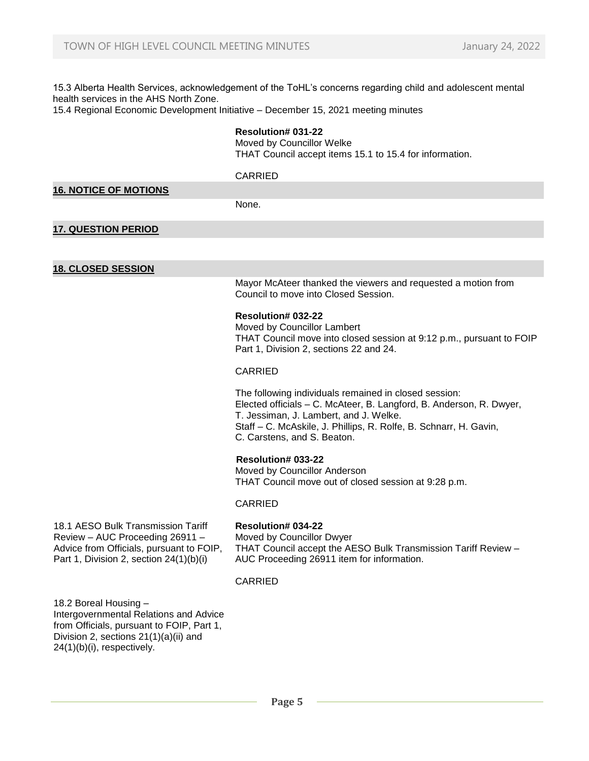15.3 Alberta Health Services, acknowledgement of the ToHL's concerns regarding child and adolescent mental health services in the AHS North Zone.
15.4 Regional Economic Development Initiative – December 15, 2021 meeting minutes

**Resolution# 031-22**
Moved by Councillor Welke
THAT Council accept items 15.1 to 15.4 for information.

CARRIED

## 16. NOTICE OF MOTIONS

None.

## 17. QUESTION PERIOD

## 18. CLOSED SESSION

Mayor McAteer thanked the viewers and requested a motion from Council to move into Closed Session.

**Resolution# 032-22**
Moved by Councillor Lambert
THAT Council move into closed session at 9:12 p.m., pursuant to FOIP Part 1, Division 2, sections 22 and 24.

CARRIED

The following individuals remained in closed session:
Elected officials – C. McAteer, B. Langford, B. Anderson, R. Dwyer, T. Jessiman, J. Lambert, and J. Welke.
Staff – C. McAskile, J. Phillips, R. Rolfe, B. Schnarr, H. Gavin, C. Carstens, and S. Beaton.

**Resolution# 033-22**
Moved by Councillor Anderson
THAT Council move out of closed session at 9:28 p.m.

CARRIED

18.1 AESO Bulk Transmission Tariff Review – AUC Proceeding 26911 – Advice from Officials, pursuant to FOIP, Part 1, Division 2, section 24(1)(b)(i)

**Resolution# 034-22**
Moved by Councillor Dwyer
THAT Council accept the AESO Bulk Transmission Tariff Review – AUC Proceeding 26911 item for information.

CARRIED

18.2 Boreal Housing – Intergovernmental Relations and Advice from Officials, pursuant to FOIP, Part 1, Division 2, sections 21(1)(a)(ii) and 24(1)(b)(i), respectively.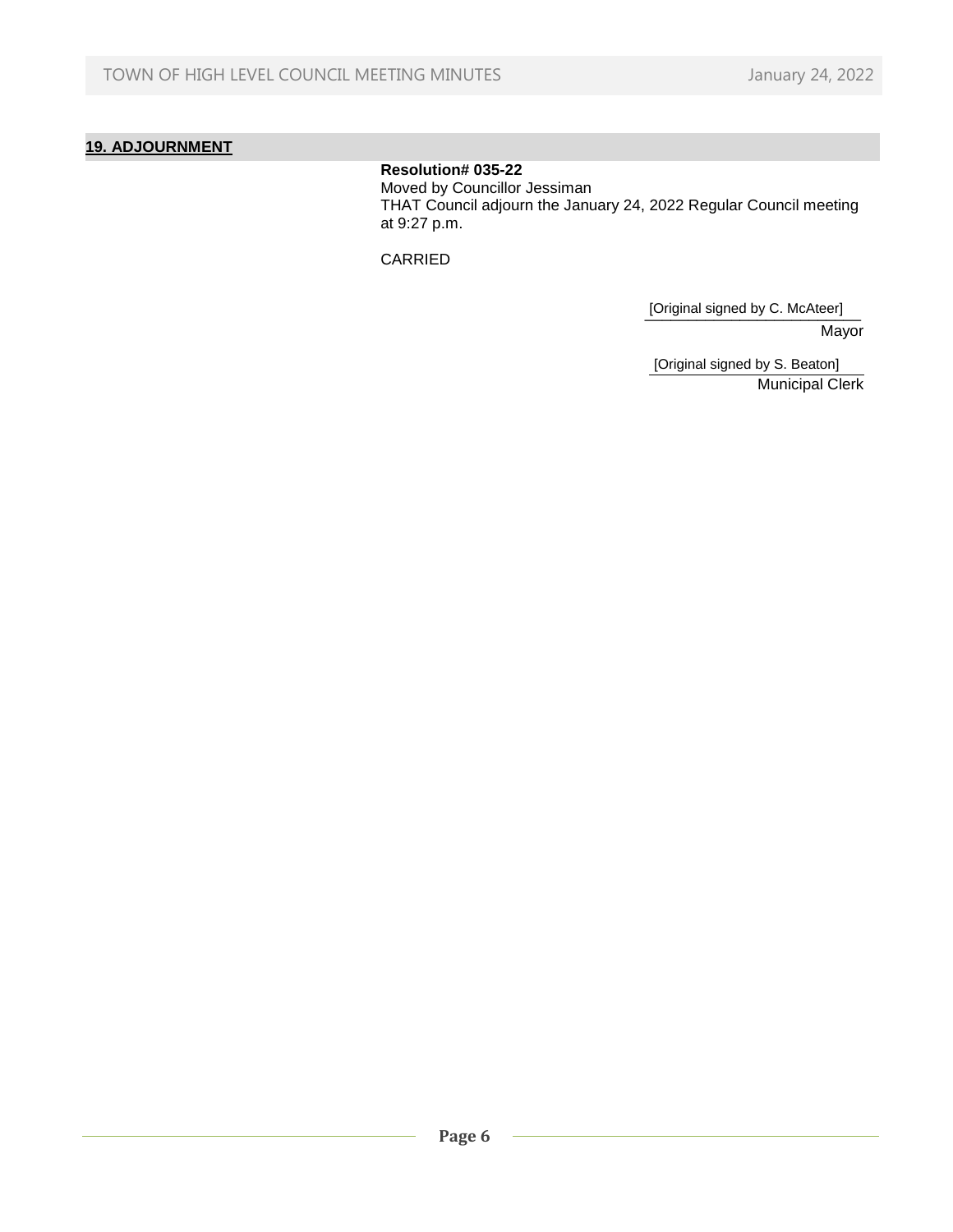## 19. ADJOURNMENT

**Resolution# 035-22**
Moved by Councillor Jessiman
THAT Council adjourn the January 24, 2022 Regular Council meeting at 9:27 p.m.

CARRIED

[Original signed by C. McAteer]
Mayor

[Original signed by S. Beaton]
Municipal Clerk